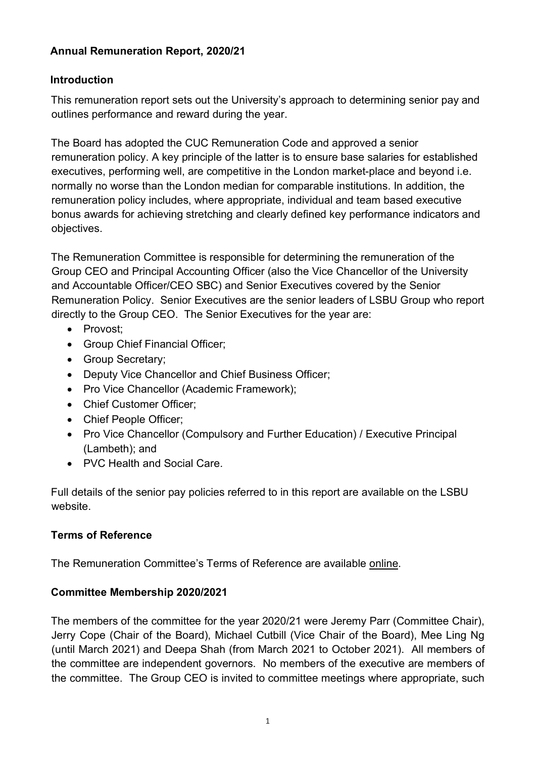## Annual Remuneration Report, 2020/21

### Introduction

This remuneration report sets out the University's approach to determining senior pay and outlines performance and reward during the year.

The Board has adopted the CUC Remuneration Code and approved a senior remuneration policy. A key principle of the latter is to ensure base salaries for established executives, performing well, are competitive in the London market-place and beyond i.e. normally no worse than the London median for comparable institutions. In addition, the remuneration policy includes, where appropriate, individual and team based executive bonus awards for achieving stretching and clearly defined key performance indicators and objectives.

The Remuneration Committee is responsible for determining the remuneration of the Group CEO and Principal Accounting Officer (also the Vice Chancellor of the University and Accountable Officer/CEO SBC) and Senior Executives covered by the Senior Remuneration Policy. Senior Executives are the senior leaders of LSBU Group who report directly to the Group CEO. The Senior Executives for the year are:

- Provost;
- Group Chief Financial Officer;
- Group Secretary;
- Deputy Vice Chancellor and Chief Business Officer;
- Pro Vice Chancellor (Academic Framework);
- Chief Customer Officer;
- Chief People Officer;
- Pro Vice Chancellor (Compulsory and Further Education) / Executive Principal (Lambeth); and
- PVC Health and Social Care.

Full details of the senior pay policies referred to in this report are available on the LSBU website.

### Terms of Reference

The Remuneration Committee's Terms of Reference are available online.

### Committee Membership 2020/2021

The members of the committee for the year 2020/21 were Jeremy Parr (Committee Chair), Jerry Cope (Chair of the Board), Michael Cutbill (Vice Chair of the Board), Mee Ling Ng (until March 2021) and Deepa Shah (from March 2021 to October 2021). All members of the committee are independent governors. No members of the executive are members of the committee. The Group CEO is invited to committee meetings where appropriate, such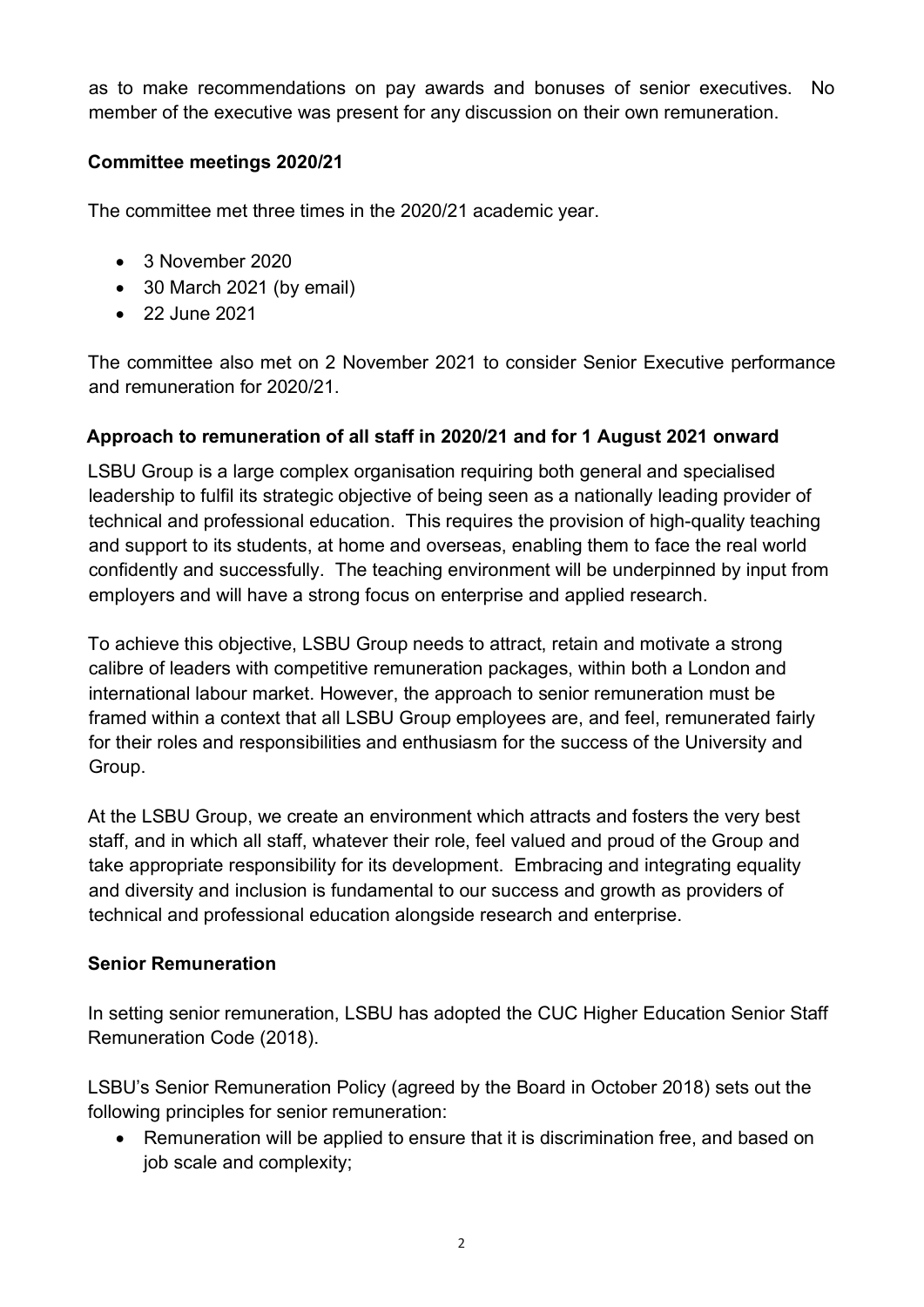as to make recommendations on pay awards and bonuses of senior executives. No member of the executive was present for any discussion on their own remuneration.

**Committee meetings 2020/21**

The committee met three times in the 2020/21 academic year.

- 3 November 2020
- 30 March 2021 (by email)
- 22 June 2021

The committee also met on 2 November 2021 to consider Senior Executive performance and remuneration for 2020/21.

**Approach to remuneration of all staff in 2020/21 and for 1 August 2021 onward**

LSBU Group is a large complex organisation requiring both general and specialised leadership to fulfil its strategic objective of being seen as a nationally leading provider of technical and professional education. This requires the provision of high-quality teaching and support to its students, at home and overseas, enabling them to face the real world confidently and successfully. The teaching environment will be underpinned by input from employers and will have a strong focus on enterprise and applied research.

To achieve this objective, LSBU Group needs to attract, retain and motivate a strong calibre of leaders with competitive remuneration packages, within both a London and international labour market. However, the approach to senior remuneration must be framed within a context that all LSBU Group employees are, and feel, remunerated fairly for their roles and responsibilities and enthusiasm for the success of the University and Group.

At the LSBU Group, we create an environment which attracts and fosters the very best staff, and in which all staff, whatever their role, feel valued and proud of the Group and take appropriate responsibility for its development. Embracing and integrating equality and diversity and inclusion is fundamental to our success and growth as providers of technical and professional education alongside research and enterprise.

**Senior Remuneration**

In setting senior remuneration, LSBU has adopted the CUC Higher Education Senior Staff Remuneration Code (2018).

LSBU's Senior Remuneration Policy (agreed by the Board in October 2018) sets out the following principles for senior remuneration:

- Remuneration will be applied to ensure that it is discrimination free, and based on job scale and complexity;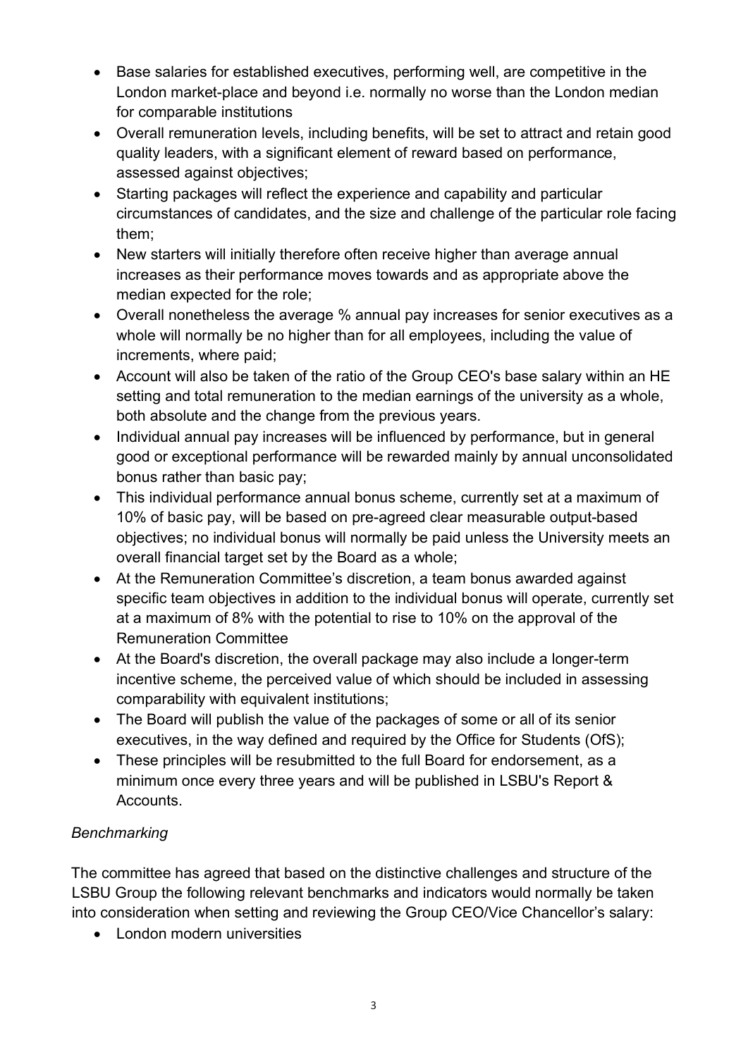- Base salaries for established executives, performing well, are competitive in the London market-place and beyond i.e. normally no worse than the London median for comparable institutions
- Overall remuneration levels, including benefits, will be set to attract and retain good quality leaders, with a significant element of reward based on performance, assessed against objectives;
- Starting packages will reflect the experience and capability and particular circumstances of candidates, and the size and challenge of the particular role facing them;
- New starters will initially therefore often receive higher than average annual increases as their performance moves towards and as appropriate above the median expected for the role;
- Overall nonetheless the average % annual pay increases for senior executives as a whole will normally be no higher than for all employees, including the value of increments, where paid;
- Account will also be taken of the ratio of the Group CEO's base salary within an HE setting and total remuneration to the median earnings of the university as a whole, both absolute and the change from the previous years.
- Individual annual pay increases will be influenced by performance, but in general good or exceptional performance will be rewarded mainly by annual unconsolidated bonus rather than basic pay;
- This individual performance annual bonus scheme, currently set at a maximum of 10% of basic pay, will be based on pre-agreed clear measurable output-based objectives; no individual bonus will normally be paid unless the University meets an overall financial target set by the Board as a whole;
- At the Remuneration Committee's discretion, a team bonus awarded against specific team objectives in addition to the individual bonus will operate, currently set at a maximum of 8% with the potential to rise to 10% on the approval of the Remuneration Committee
- At the Board's discretion, the overall package may also include a longer-term incentive scheme, the perceived value of which should be included in assessing comparability with equivalent institutions;
- The Board will publish the value of the packages of some or all of its senior executives, in the way defined and required by the Office for Students (OfS);
- These principles will be resubmitted to the full Board for endorsement, as a minimum once every three years and will be published in LSBU's Report & Accounts.

*Benchmarking*

The committee has agreed that based on the distinctive challenges and structure of the LSBU Group the following relevant benchmarks and indicators would normally be taken into consideration when setting and reviewing the Group CEO/Vice Chancellor's salary:

- London modern universities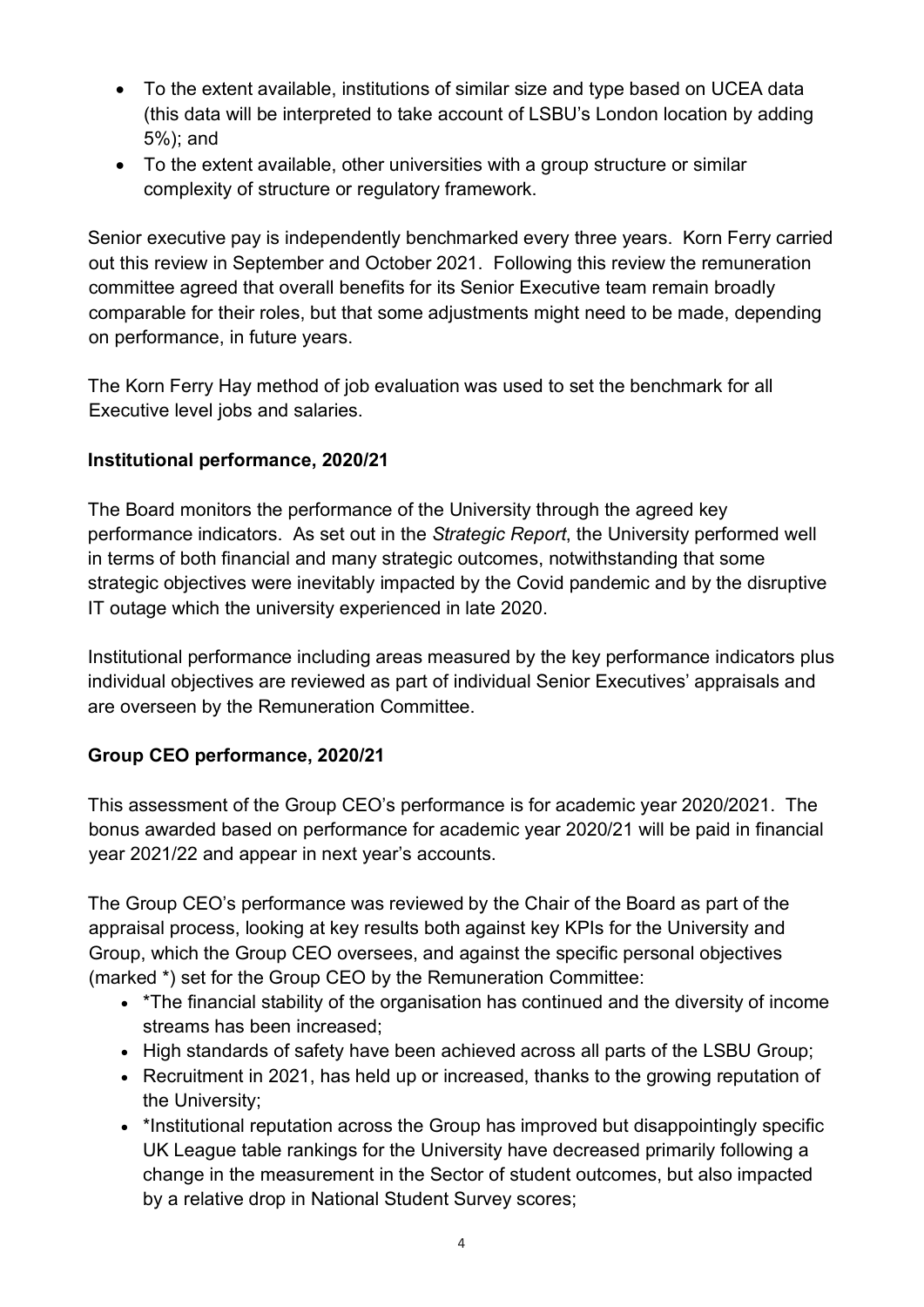- To the extent available, institutions of similar size and type based on UCEA data (this data will be interpreted to take account of LSBU's London location by adding 5%); and
- To the extent available, other universities with a group structure or similar complexity of structure or regulatory framework.

Senior executive pay is independently benchmarked every three years. Korn Ferry carried out this review in September and October 2021. Following this review the remuneration committee agreed that overall benefits for its Senior Executive team remain broadly comparable for their roles, but that some adjustments might need to be made, depending on performance, in future years.

The Korn Ferry Hay method of job evaluation was used to set the benchmark for all Executive level jobs and salaries.

**Institutional performance, 2020/21**

The Board monitors the performance of the University through the agreed key performance indicators. As set out in the *Strategic Report*, the University performed well in terms of both financial and many strategic outcomes, notwithstanding that some strategic objectives were inevitably impacted by the Covid pandemic and by the disruptive IT outage which the university experienced in late 2020.

Institutional performance including areas measured by the key performance indicators plus individual objectives are reviewed as part of individual Senior Executives' appraisals and are overseen by the Remuneration Committee.

**Group CEO performance, 2020/21**

This assessment of the Group CEO's performance is for academic year 2020/2021. The bonus awarded based on performance for academic year 2020/21 will be paid in financial year 2021/22 and appear in next year's accounts.

The Group CEO's performance was reviewed by the Chair of the Board as part of the appraisal process, looking at key results both against key KPIs for the University and Group, which the Group CEO oversees, and against the specific personal objectives (marked *) set for the Group CEO by the Remuneration Committee:

- *The financial stability of the organisation has continued and the diversity of income streams has been increased;
- High standards of safety have been achieved across all parts of the LSBU Group;
- Recruitment in 2021, has held up or increased, thanks to the growing reputation of the University;
- *Institutional reputation across the Group has improved but disappointingly specific UK League table rankings for the University have decreased primarily following a change in the measurement in the Sector of student outcomes, but also impacted by a relative drop in National Student Survey scores;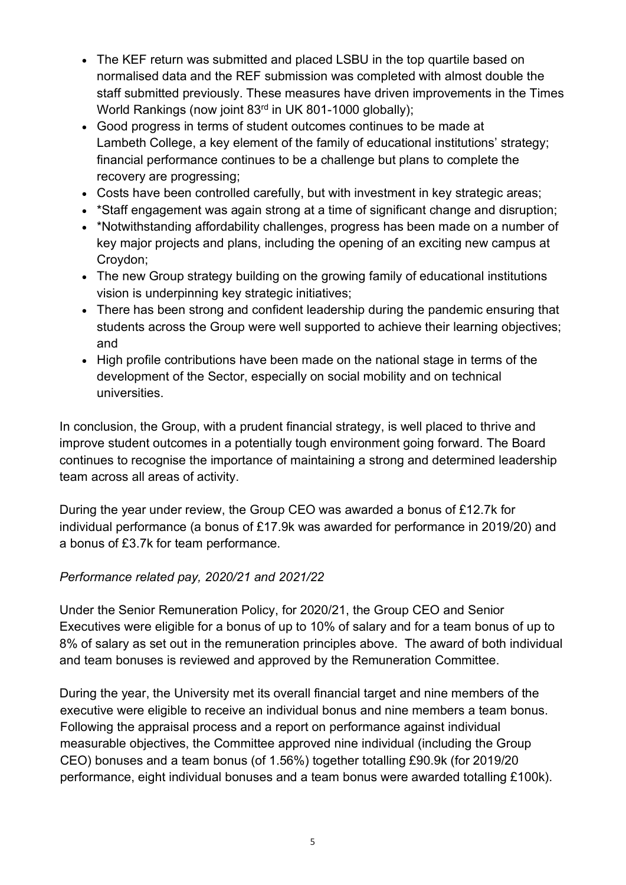- The KEF return was submitted and placed LSBU in the top quartile based on normalised data and the REF submission was completed with almost double the staff submitted previously. These measures have driven improvements in the Times World Rankings (now joint 83rd in UK 801-1000 globally);
- Good progress in terms of student outcomes continues to be made at Lambeth College, a key element of the family of educational institutions' strategy; financial performance continues to be a challenge but plans to complete the recovery are progressing;
- Costs have been controlled carefully, but with investment in key strategic areas;
- *Staff engagement was again strong at a time of significant change and disruption;
- *Notwithstanding affordability challenges, progress has been made on a number of key major projects and plans, including the opening of an exciting new campus at Croydon;
- The new Group strategy building on the growing family of educational institutions vision is underpinning key strategic initiatives;
- There has been strong and confident leadership during the pandemic ensuring that students across the Group were well supported to achieve their learning objectives; and
- High profile contributions have been made on the national stage in terms of the development of the Sector, especially on social mobility and on technical universities.

In conclusion, the Group, with a prudent financial strategy, is well placed to thrive and improve student outcomes in a potentially tough environment going forward. The Board continues to recognise the importance of maintaining a strong and determined leadership team across all areas of activity.

During the year under review, the Group CEO was awarded a bonus of £12.7k for individual performance (a bonus of £17.9k was awarded for performance in 2019/20) and a bonus of £3.7k for team performance.

*Performance related pay, 2020/21 and 2021/22*

Under the Senior Remuneration Policy, for 2020/21, the Group CEO and Senior Executives were eligible for a bonus of up to 10% of salary and for a team bonus of up to 8% of salary as set out in the remuneration principles above. The award of both individual and team bonuses is reviewed and approved by the Remuneration Committee.

During the year, the University met its overall financial target and nine members of the executive were eligible to receive an individual bonus and nine members a team bonus. Following the appraisal process and a report on performance against individual measurable objectives, the Committee approved nine individual (including the Group CEO) bonuses and a team bonus (of 1.56%) together totalling £90.9k (for 2019/20 performance, eight individual bonuses and a team bonus were awarded totalling £100k).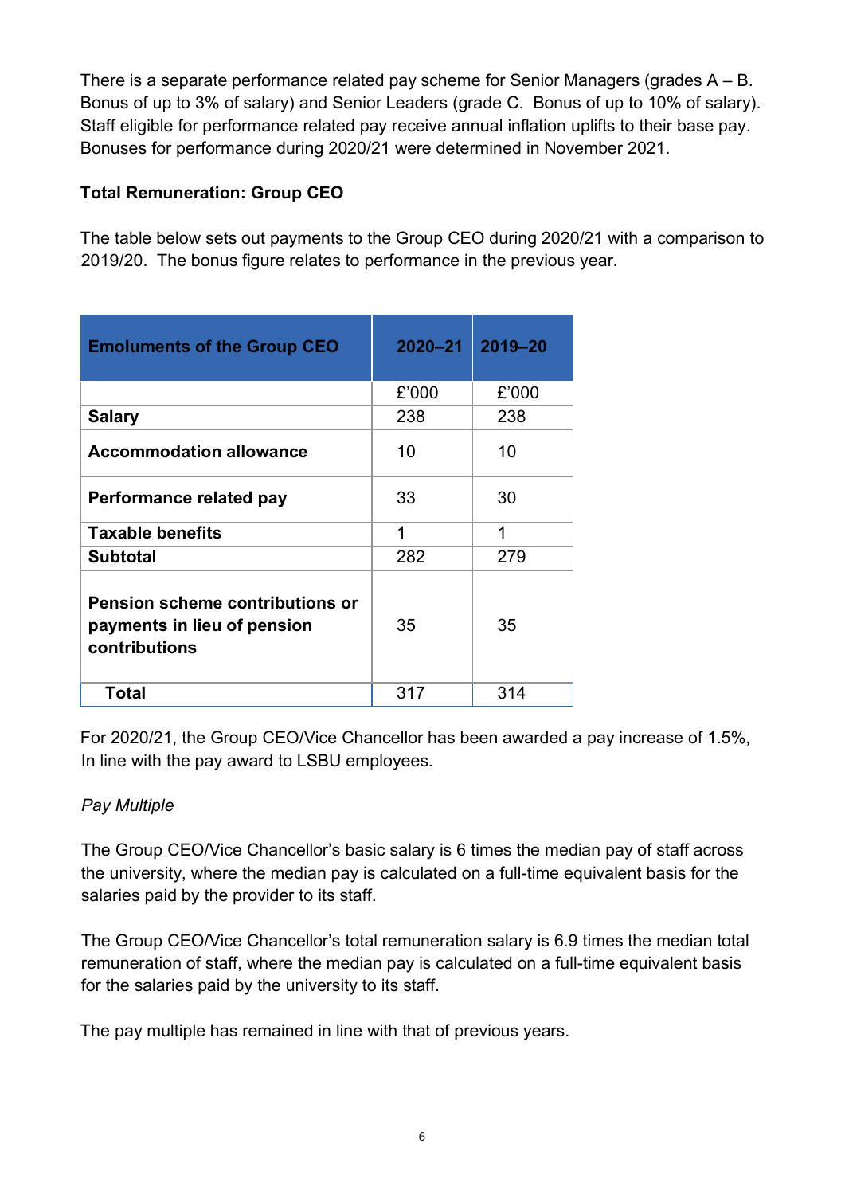There is a separate performance related pay scheme for Senior Managers (grades A – B. Bonus of up to 3% of salary) and Senior Leaders (grade C. Bonus of up to 10% of salary). Staff eligible for performance related pay receive annual inflation uplifts to their base pay. Bonuses for performance during 2020/21 were determined in November 2021.

**Total Remuneration: Group CEO**

The table below sets out payments to the Group CEO during 2020/21 with a comparison to 2019/20. The bonus figure relates to performance in the previous year.

| Emoluments of the Group CEO | 2020–21 | 2019–20 |
|---|---|---|
| | £'000 | £'000 |
| **Salary** | 238 | 238 |
| **Accommodation allowance** | 10 | 10 |
| **Performance related pay** | 33 | 30 |
| **Taxable benefits** | 1 | 1 |
| **Subtotal** | 282 | 279 |
| **Pension scheme contributions or payments in lieu of pension contributions** | 35 | 35 |
| **Total** | 317 | 314 |

For 2020/21, the Group CEO/Vice Chancellor has been awarded a pay increase of 1.5%, In line with the pay award to LSBU employees.

*Pay Multiple*

The Group CEO/Vice Chancellor's basic salary is 6 times the median pay of staff across the university, where the median pay is calculated on a full-time equivalent basis for the salaries paid by the provider to its staff.

The Group CEO/Vice Chancellor's total remuneration salary is 6.9 times the median total remuneration of staff, where the median pay is calculated on a full-time equivalent basis for the salaries paid by the university to its staff.

The pay multiple has remained in line with that of previous years.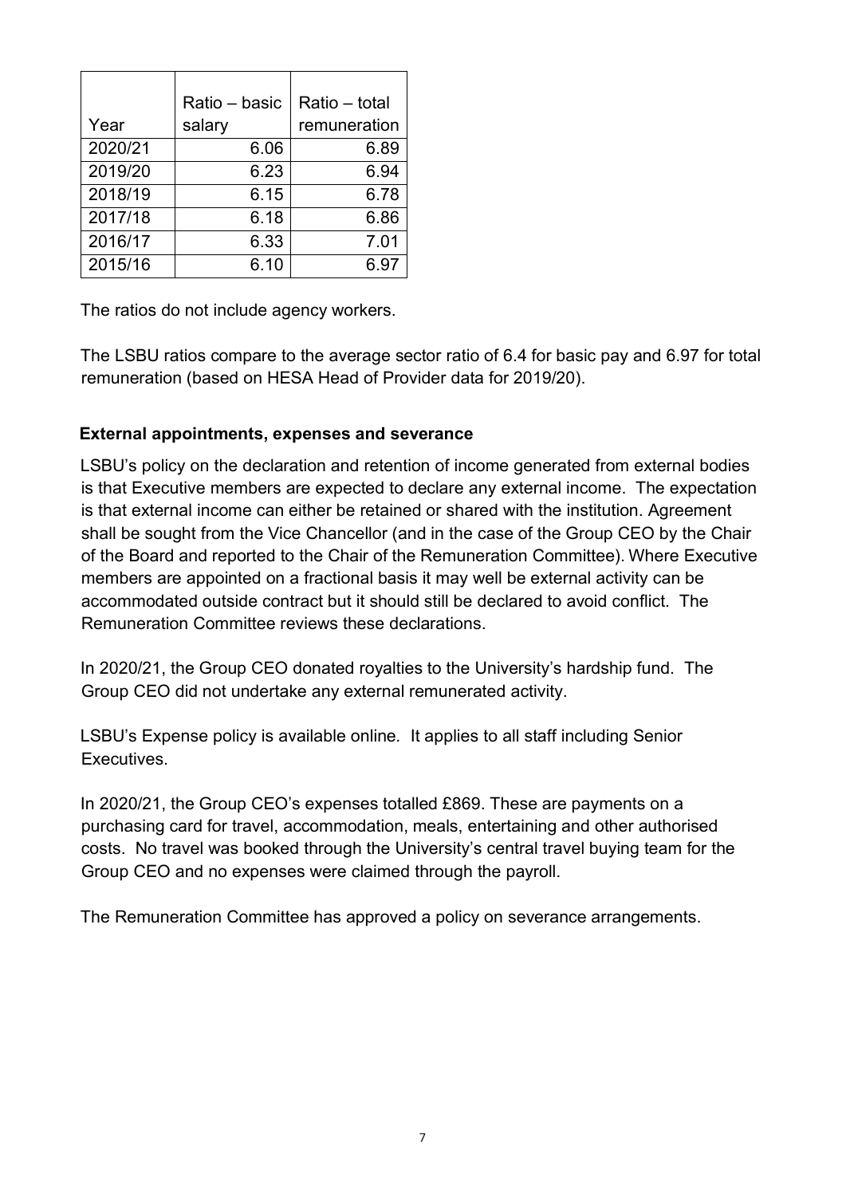| Year | Ratio – basic salary | Ratio – total remuneration |
|---|---|---|
| 2020/21 | 6.06 | 6.89 |
| 2019/20 | 6.23 | 6.94 |
| 2018/19 | 6.15 | 6.78 |
| 2017/18 | 6.18 | 6.86 |
| 2016/17 | 6.33 | 7.01 |
| 2015/16 | 6.10 | 6.97 |

The ratios do not include agency workers.

The LSBU ratios compare to the average sector ratio of 6.4 for basic pay and 6.97 for total remuneration (based on HESA Head of Provider data for 2019/20).

**External appointments, expenses and severance**

LSBU's policy on the declaration and retention of income generated from external bodies is that Executive members are expected to declare any external income. The expectation is that external income can either be retained or shared with the institution. Agreement shall be sought from the Vice Chancellor (and in the case of the Group CEO by the Chair of the Board and reported to the Chair of the Remuneration Committee). Where Executive members are appointed on a fractional basis it may well be external activity can be accommodated outside contract but it should still be declared to avoid conflict. The Remuneration Committee reviews these declarations.

In 2020/21, the Group CEO donated royalties to the University's hardship fund. The Group CEO did not undertake any external remunerated activity.

LSBU's Expense policy is available online. It applies to all staff including Senior Executives.

In 2020/21, the Group CEO's expenses totalled £869. These are payments on a purchasing card for travel, accommodation, meals, entertaining and other authorised costs. No travel was booked through the University's central travel buying team for the Group CEO and no expenses were claimed through the payroll.

The Remuneration Committee has approved a policy on severance arrangements.